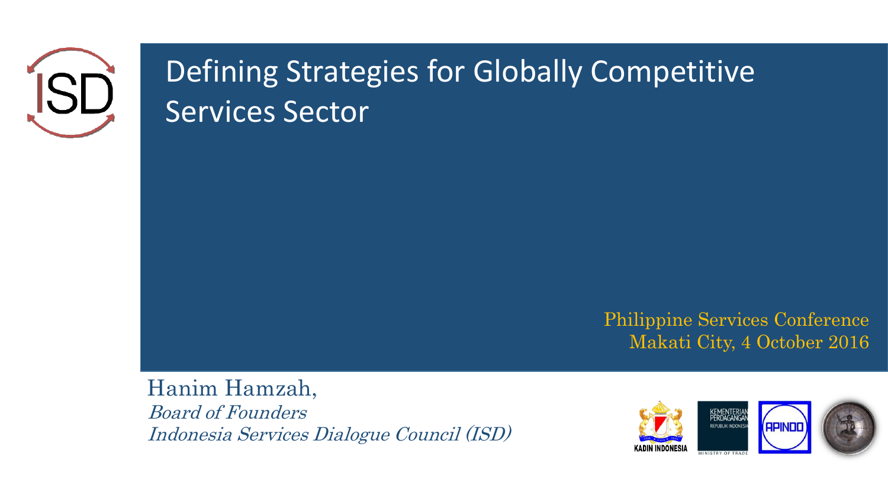# Defining Strategies for Globally Competitive Services Sector

Philippine Services Conference
Makati City, 4 October 2016

Hanim Hamzah,
*Board of Founders*
*Indonesia Services Dialogue Council (ISD)*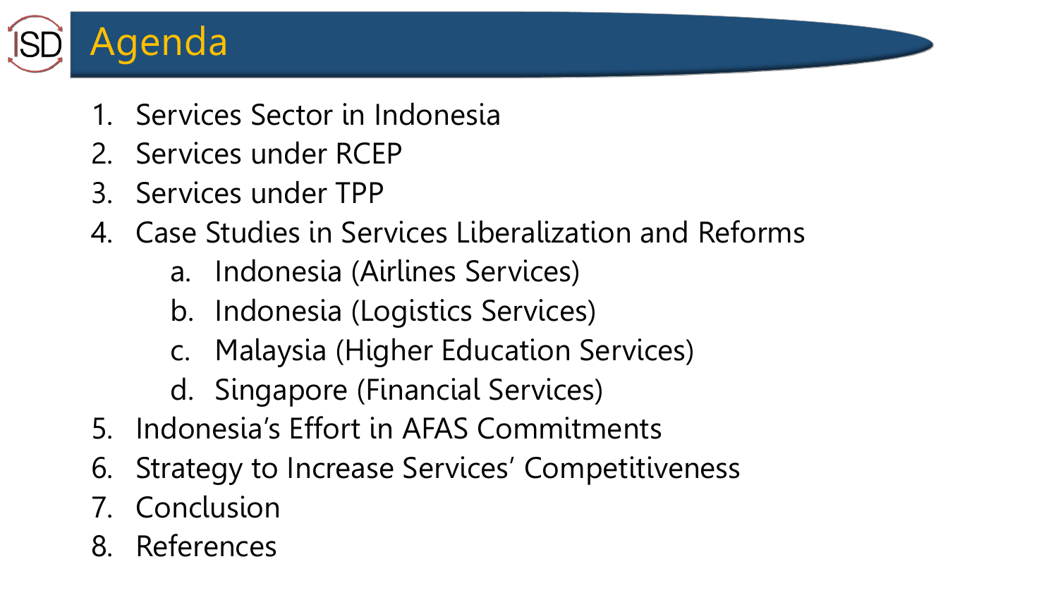# Agenda

1. Services Sector in Indonesia
2. Services under RCEP
3. Services under TPP
4. Case Studies in Services Liberalization and Reforms
    a. Indonesia (Airlines Services)
    b. Indonesia (Logistics Services)
    c. Malaysia (Higher Education Services)
    d. Singapore (Financial Services)
5. Indonesia's Effort in AFAS Commitments
6. Strategy to Increase Services' Competitiveness
7. Conclusion
8. References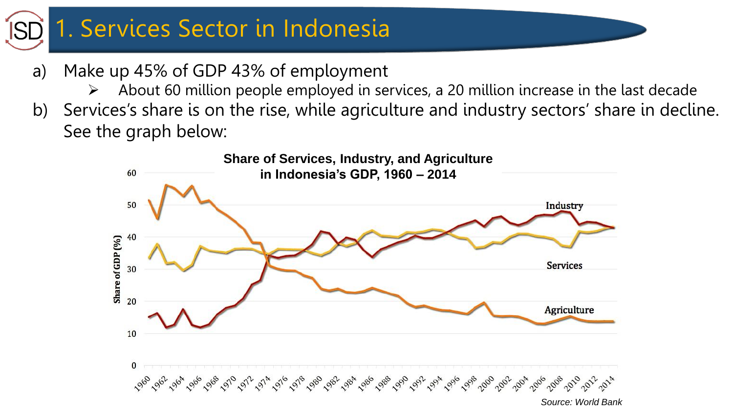# 1. Services Sector in Indonesia

a) Make up 45% of GDP 43% of employment
   - About 60 million people employed in services, a 20 million increase in the last decade

b) Services's share is on the rise, while agriculture and industry sectors' share in decline. See the graph below:

**Share of Services, Industry, and Agriculture in Indonesia's GDP, 1960 – 2014**

Share of GDP (%)

0
10
20
30
40
50
60

1960 1962 1964 1966 1968 1970 1972 1974 1976 1978 1980 1982 1984 1986 1988 1990 1992 1994 1996 1998 2000 2002 2004 2006 2008 2010 2012 2014

Industry

Services

Agriculture

*Source: World Bank*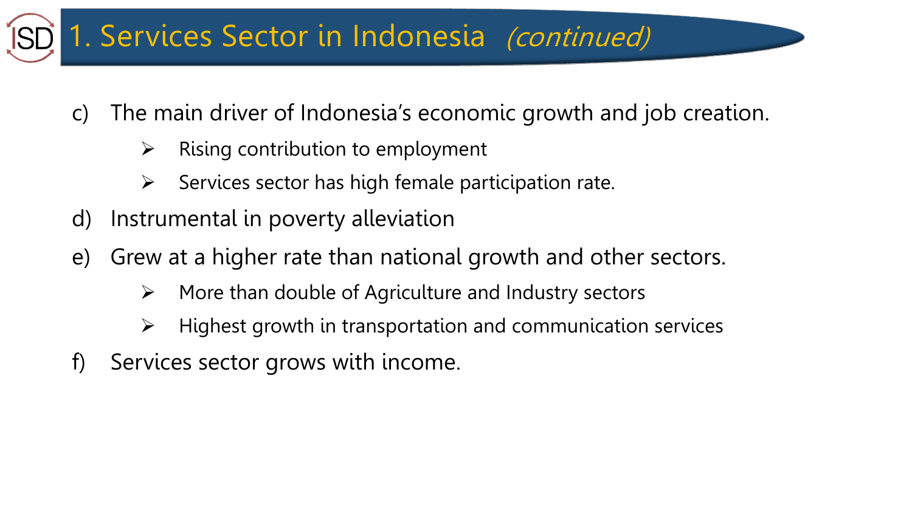# 1. Services Sector in Indonesia *(continued)*

c) The main driver of Indonesia's economic growth and job creation.

- Rising contribution to employment
- Services sector has high female participation rate.

d) Instrumental in poverty alleviation

e) Grew at a higher rate than national growth and other sectors.

- More than double of Agriculture and Industry sectors
- Highest growth in transportation and communication services

f) Services sector grows with income.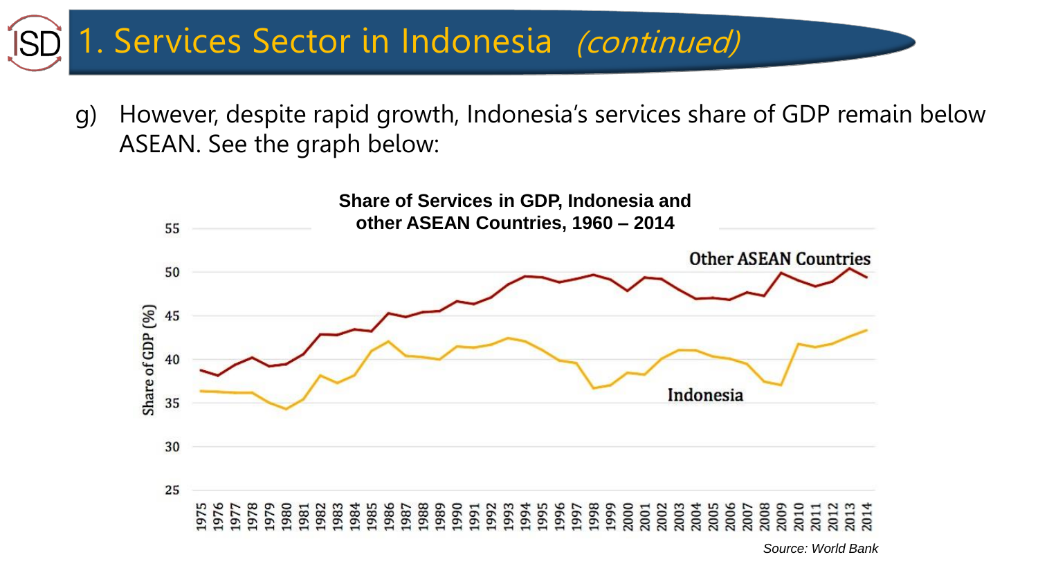# 1. Services Sector in Indonesia *(continued)*

g) However, despite rapid growth, Indonesia's services share of GDP remain below ASEAN. See the graph below:

**Share of Services in GDP, Indonesia and other ASEAN Countries, 1960 – 2014**

Share of GDP (%)

55
50
45
40
35
30
25

Other ASEAN Countries

Indonesia

1975 1976 1977 1978 1979 1980 1981 1982 1983 1984 1985 1986 1987 1988 1989 1990 1991 1992 1993 1994 1995 1996 1997 1998 1999 2000 2001 2002 2003 2004 2005 2006 2007 2008 2009 2010 2011 2012 2013 2014

*Source: World Bank*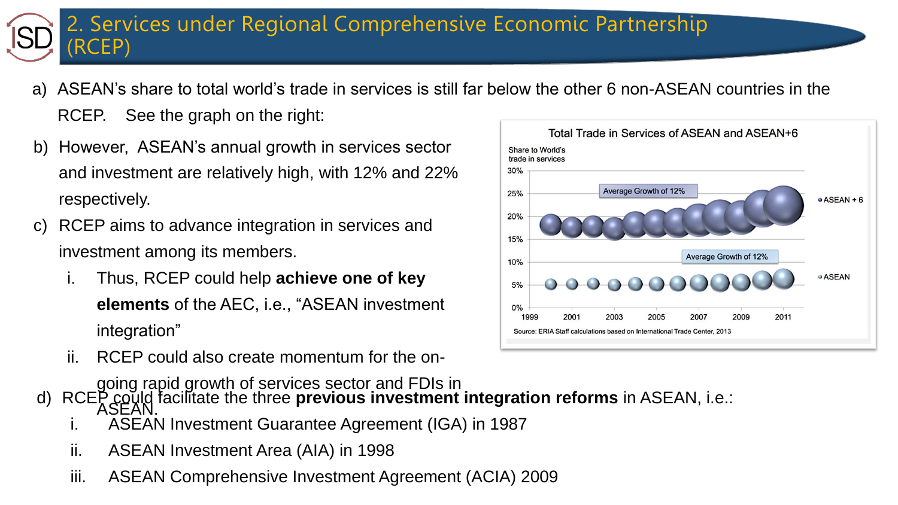## 2. Services under Regional Comprehensive Economic Partnership (RCEP)

a) ASEAN's share to total world's trade in services is still far below the other 6 non-ASEAN countries in the RCEP. See the graph on the right:

b) However, ASEAN's annual growth in services sector and investment are relatively high, with 12% and 22% respectively.

c) RCEP aims to advance integration in services and investment among its members.

   i. Thus, RCEP could help **achieve one of key elements** of the AEC, i.e., "ASEAN investment integration"

   ii. RCEP could also create momentum for the on-going rapid growth of services sector and FDIs in ASEAN.

Total Trade in Services of ASEAN and ASEAN+6

Share to World's trade in services

30%
25%
20%
15%
10%
5%
0%

1999
2001
2003
2005
2007
2009
2011

Average Growth of 12%

Average Growth of 12%

ASEAN + 6

ASEAN

Source: ERIA Staff calculations based on International Trade Center, 2013

d) RCEP could facilitate the three **previous investment integration reforms** in ASEAN, i.e.:

   i. ASEAN Investment Guarantee Agreement (IGA) in 1987

   ii. ASEAN Investment Area (AIA) in 1998

   iii. ASEAN Comprehensive Investment Agreement (ACIA) 2009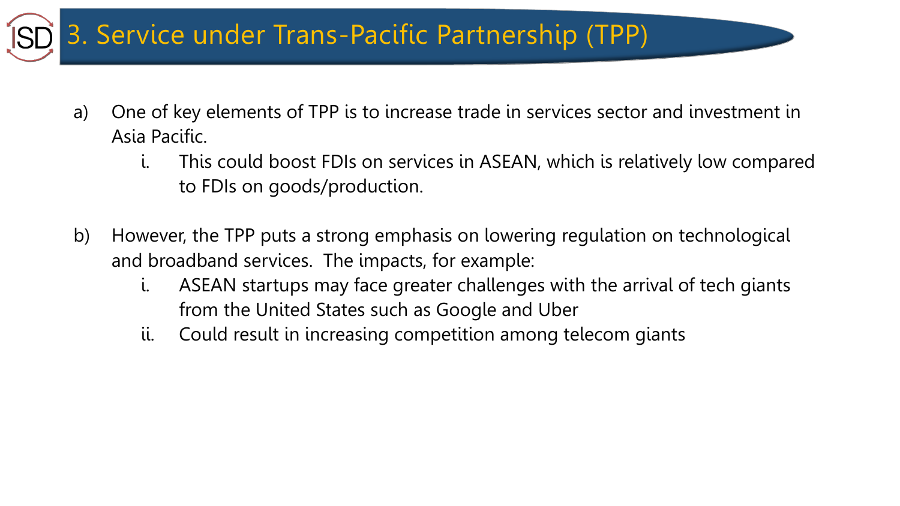# 3. Service under Trans-Pacific Partnership (TPP)

a) One of key elements of TPP is to increase trade in services sector and investment in Asia Pacific.
   i. This could boost FDIs on services in ASEAN, which is relatively low compared to FDIs on goods/production.

b) However, the TPP puts a strong emphasis on lowering regulation on technological and broadband services. The impacts, for example:
   i. ASEAN startups may face greater challenges with the arrival of tech giants from the United States such as Google and Uber
   ii. Could result in increasing competition among telecom giants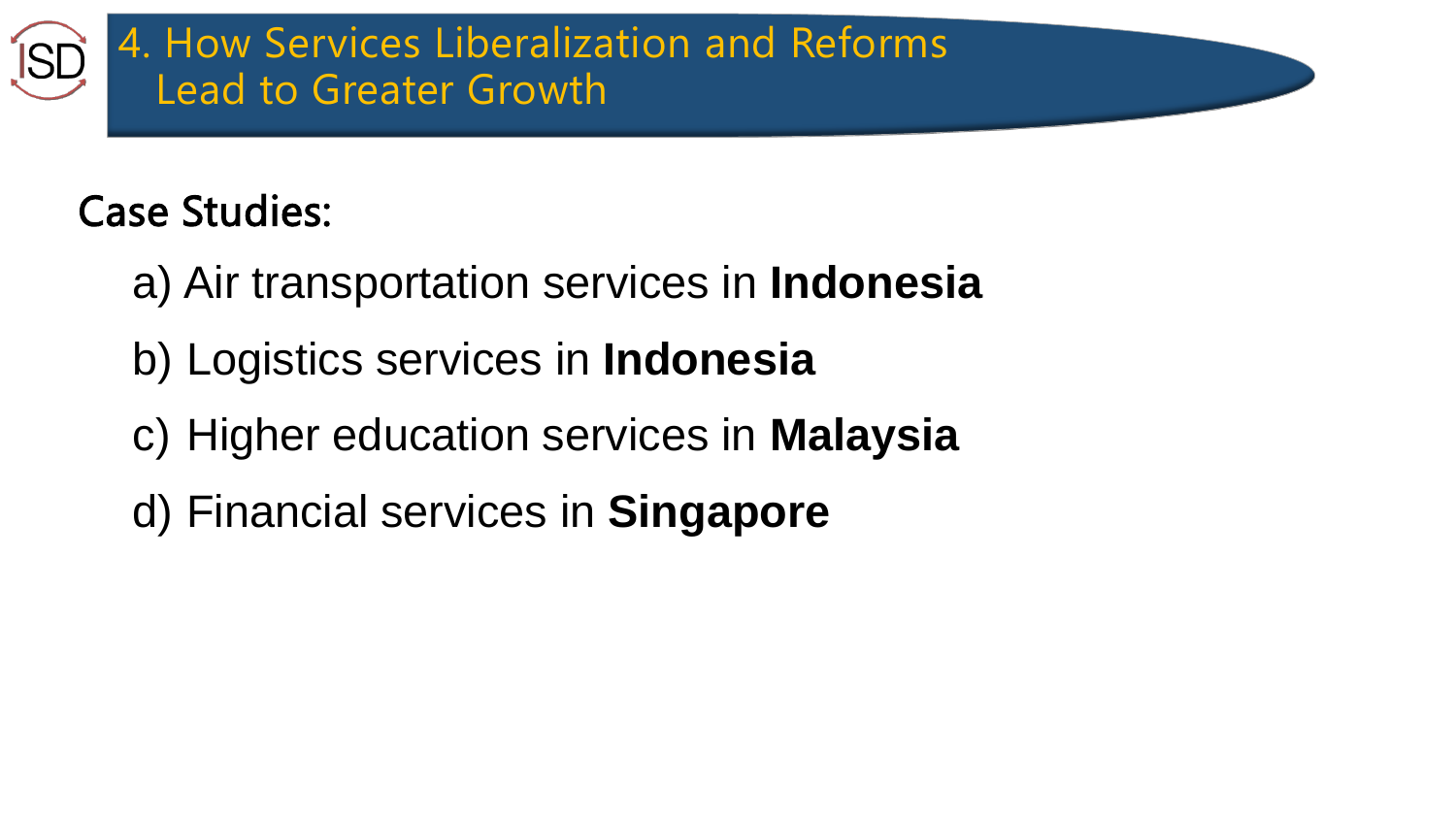# 4. How Services Liberalization and Reforms Lead to Greater Growth

## Case Studies:

a) Air transportation services in **Indonesia**

b) Logistics services in **Indonesia**

c) Higher education services in **Malaysia**

d) Financial services in **Singapore**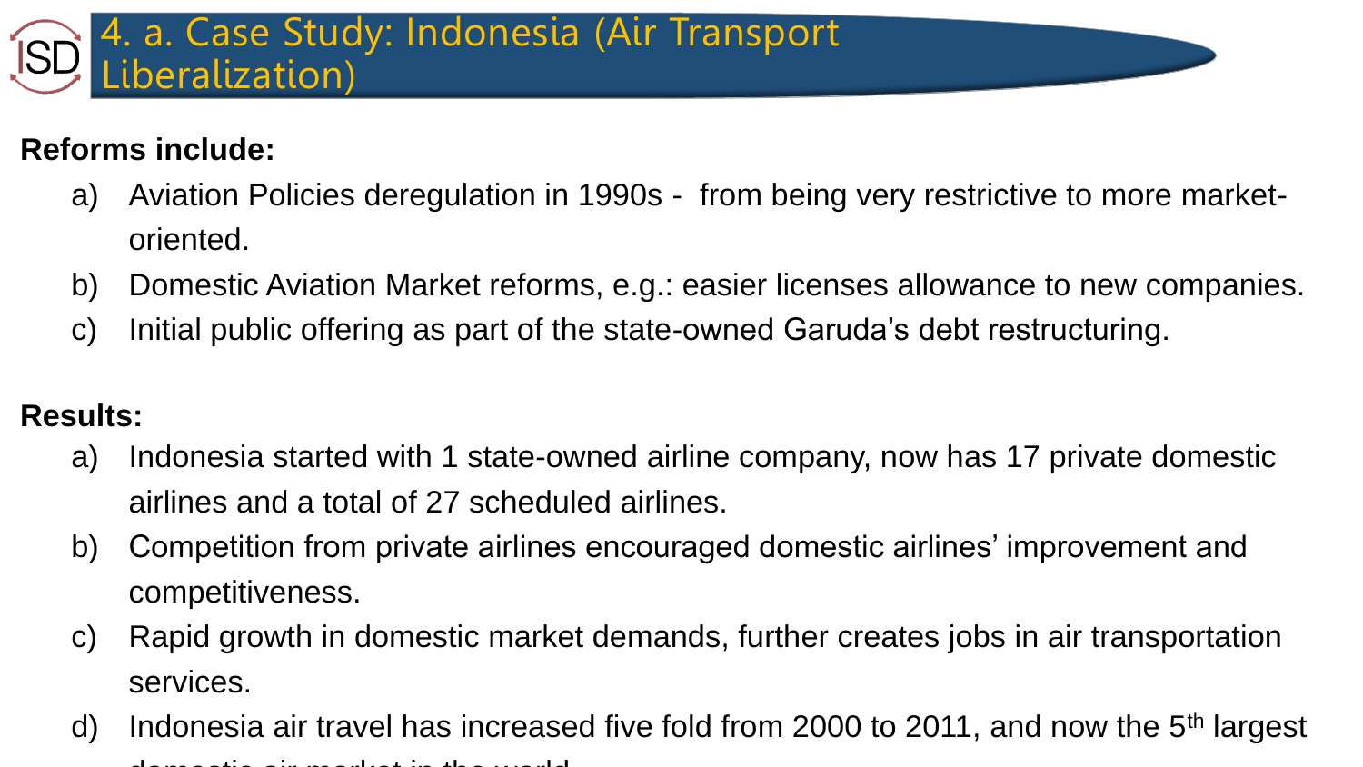# 4. a. Case Study: Indonesia (Air Transport Liberalization)

**Reforms include:**

a) Aviation Policies deregulation in 1990s - from being very restrictive to more market-oriented.

b) Domestic Aviation Market reforms, e.g.: easier licenses allowance to new companies.

c) Initial public offering as part of the state-owned Garuda's debt restructuring.

**Results:**

a) Indonesia started with 1 state-owned airline company, now has 17 private domestic airlines and a total of 27 scheduled airlines.

b) Competition from private airlines encouraged domestic airlines' improvement and competitiveness.

c) Rapid growth in domestic market demands, further creates jobs in air transportation services.

d) Indonesia air travel has increased five fold from 2000 to 2011, and now the 5th largest domestic air market in the world.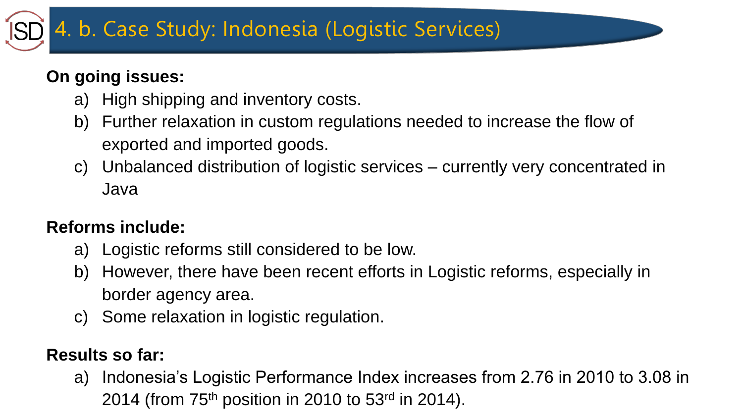# 4. b. Case Study: Indonesia (Logistic Services)

**On going issues:**

a) High shipping and inventory costs.
b) Further relaxation in custom regulations needed to increase the flow of exported and imported goods.
c) Unbalanced distribution of logistic services – currently very concentrated in Java

**Reforms include:**

a) Logistic reforms still considered to be low.
b) However, there have been recent efforts in Logistic reforms, especially in border agency area.
c) Some relaxation in logistic regulation.

**Results so far:**

a) Indonesia's Logistic Performance Index increases from 2.76 in 2010 to 3.08 in 2014 (from 75th position in 2010 to 53rd in 2014).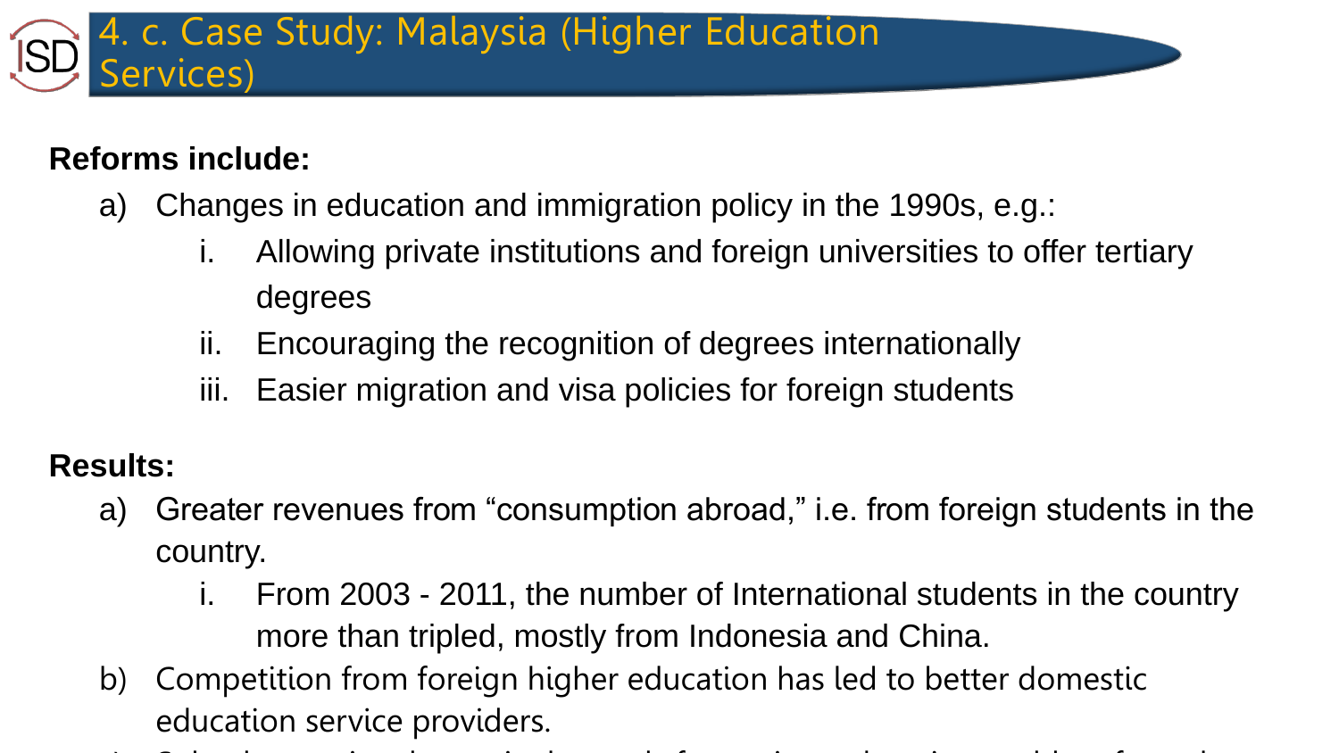# 4. c. Case Study: Malaysia (Higher Education Services)

**Reforms include:**

a) Changes in education and immigration policy in the 1990s, e.g.:
   i. Allowing private institutions and foreign universities to offer tertiary degrees
   ii. Encouraging the recognition of degrees internationally
   iii. Easier migration and visa policies for foreign students

**Results:**

a) Greater revenues from “consumption abroad,” i.e. from foreign students in the country.
   i. From 2003 - 2011, the number of International students in the country more than tripled, mostly from Indonesia and China.

b) Competition from foreign higher education has led to better domestic education service providers.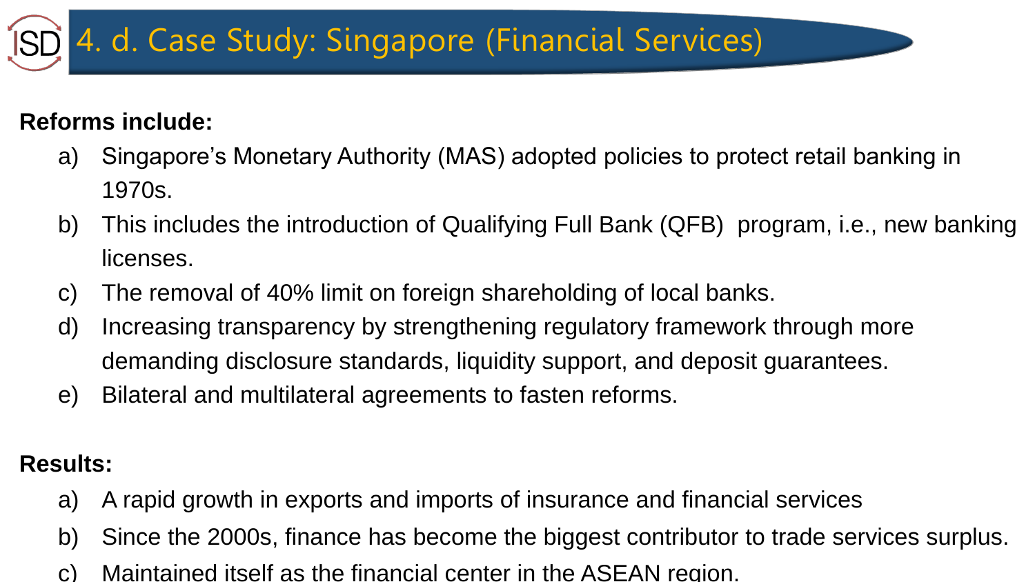# 4. d. Case Study: Singapore (Financial Services)

**Reforms include:**

a) Singapore's Monetary Authority (MAS) adopted policies to protect retail banking in 1970s.

b) This includes the introduction of Qualifying Full Bank (QFB) program, i.e., new banking licenses.

c) The removal of 40% limit on foreign shareholding of local banks.

d) Increasing transparency by strengthening regulatory framework through more demanding disclosure standards, liquidity support, and deposit guarantees.

e) Bilateral and multilateral agreements to fasten reforms.

**Results:**

a) A rapid growth in exports and imports of insurance and financial services

b) Since the 2000s, finance has become the biggest contributor to trade services surplus.

c) Maintained itself as the financial center in the ASEAN region.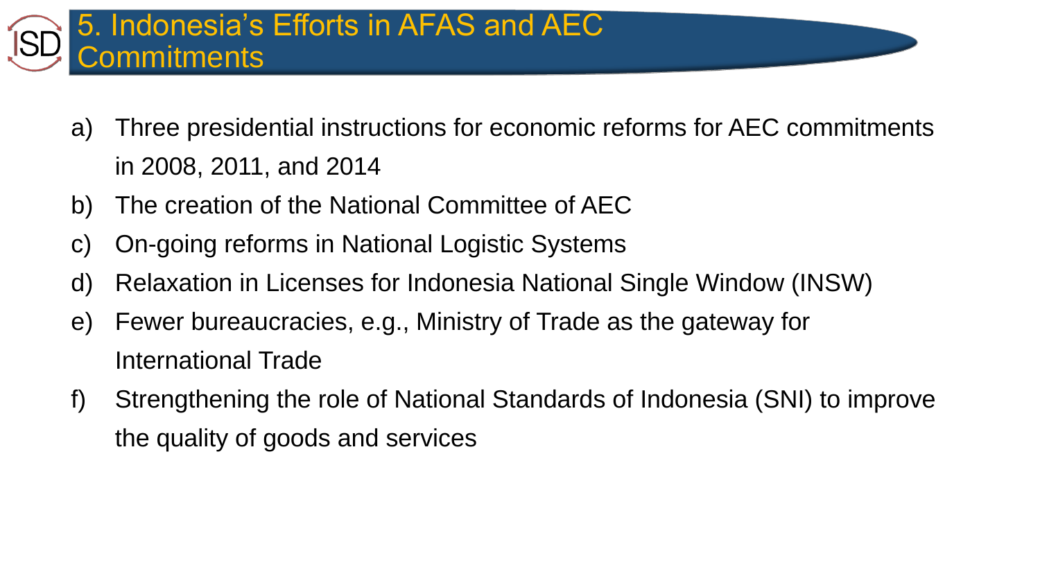# 5. Indonesia's Efforts in AFAS and AEC Commitments

a) Three presidential instructions for economic reforms for AEC commitments in 2008, 2011, and 2014
b) The creation of the National Committee of AEC
c) On-going reforms in National Logistic Systems
d) Relaxation in Licenses for Indonesia National Single Window (INSW)
e) Fewer bureaucracies, e.g., Ministry of Trade as the gateway for International Trade
f) Strengthening the role of National Standards of Indonesia (SNI) to improve the quality of goods and services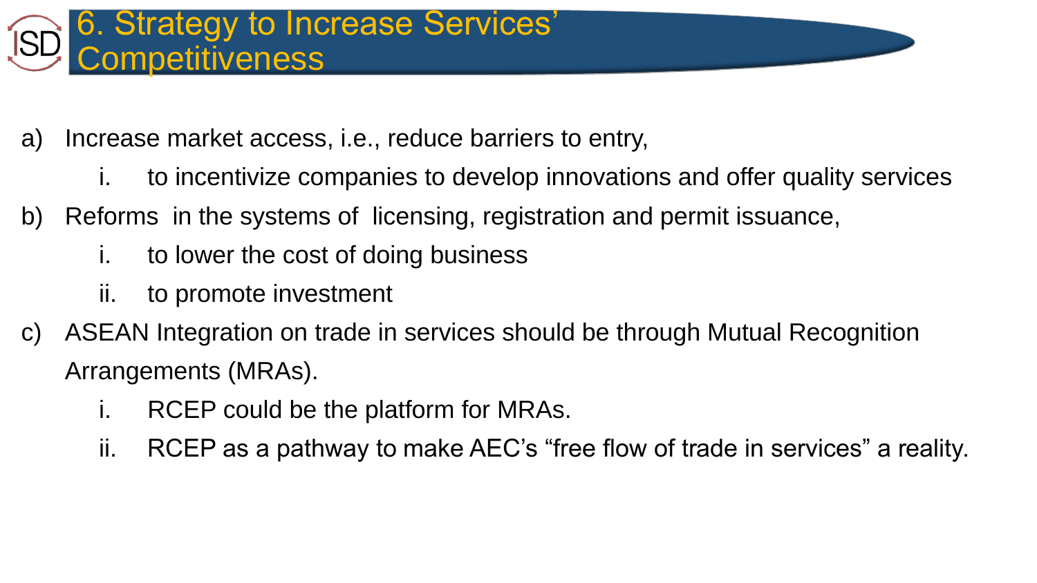# 6. Strategy to Increase Services' Competitiveness

a) Increase market access, i.e., reduce barriers to entry,
   i. to incentivize companies to develop innovations and offer quality services

b) Reforms in the systems of licensing, registration and permit issuance,
   i. to lower the cost of doing business
   ii. to promote investment

c) ASEAN Integration on trade in services should be through Mutual Recognition Arrangements (MRAs).
   i. RCEP could be the platform for MRAs.
   ii. RCEP as a pathway to make AEC's "free flow of trade in services" a reality.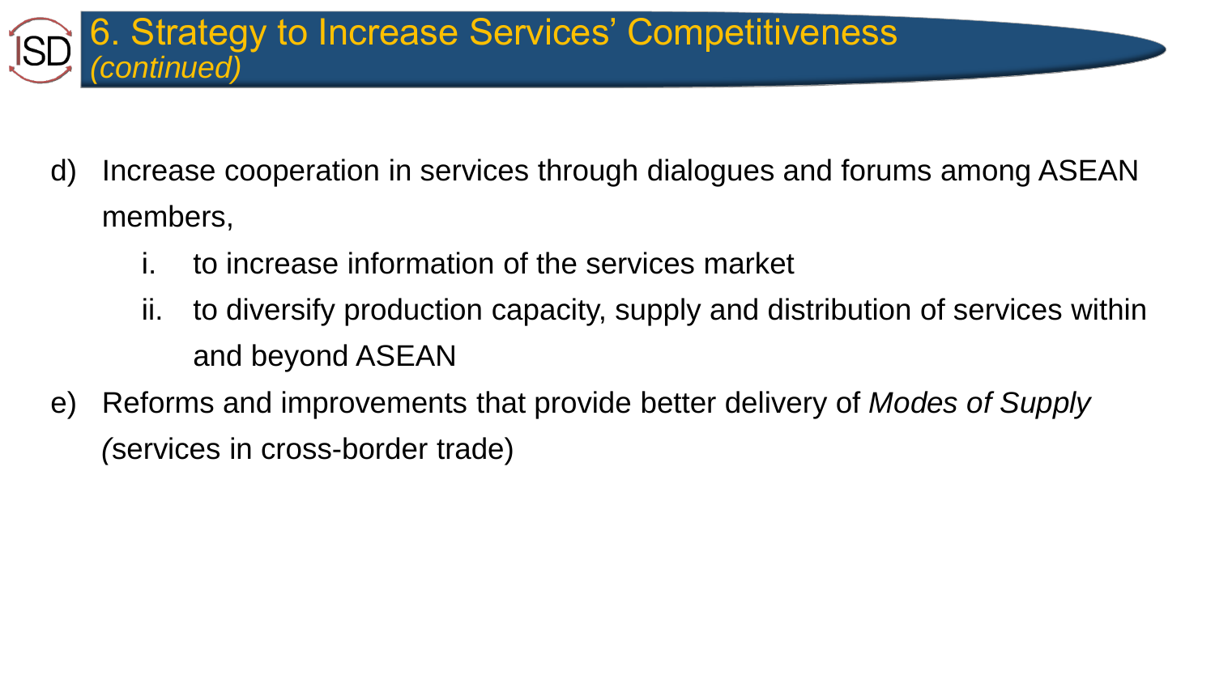# 6. Strategy to Increase Services' Competitiveness *(continued)*

d) Increase cooperation in services through dialogues and forums among ASEAN members,

   i. to increase information of the services market

   ii. to diversify production capacity, supply and distribution of services within and beyond ASEAN

e) Reforms and improvements that provide better delivery of *Modes of Supply (*services in cross-border trade)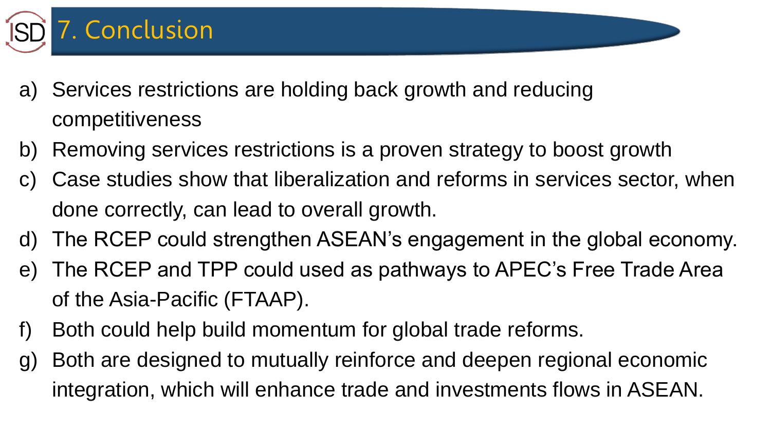# 7. Conclusion

a) Services restrictions are holding back growth and reducing competitiveness
b) Removing services restrictions is a proven strategy to boost growth
c) Case studies show that liberalization and reforms in services sector, when done correctly, can lead to overall growth.
d) The RCEP could strengthen ASEAN's engagement in the global economy.
e) The RCEP and TPP could used as pathways to APEC's Free Trade Area of the Asia-Pacific (FTAAP).
f) Both could help build momentum for global trade reforms.
g) Both are designed to mutually reinforce and deepen regional economic integration, which will enhance trade and investments flows in ASEAN.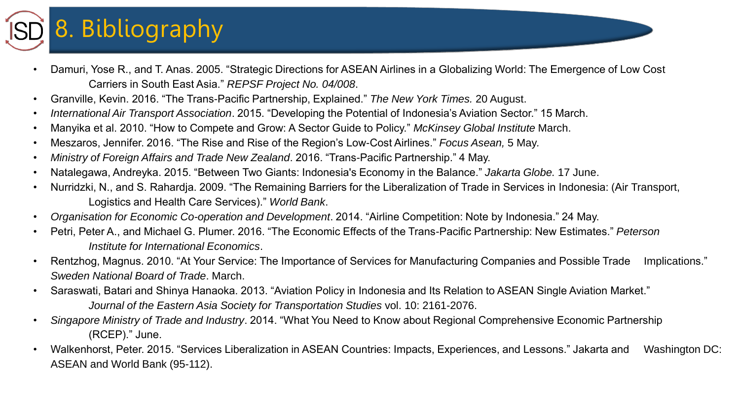# 8. Bibliography

- Damuri, Yose R., and T. Anas. 2005. "Strategic Directions for ASEAN Airlines in a Globalizing World: The Emergence of Low Cost Carriers in South East Asia." *REPSF Project No. 04/008*.
- Granville, Kevin. 2016. "The Trans-Pacific Partnership, Explained." *The New York Times.* 20 August.
- *International Air Transport Association*. 2015. "Developing the Potential of Indonesia's Aviation Sector." 15 March.
- Manyika et al. 2010. "How to Compete and Grow: A Sector Guide to Policy." *McKinsey Global Institute* March.
- Meszaros, Jennifer. 2016. "The Rise and Rise of the Region's Low-Cost Airlines." *Focus Asean,* 5 May.
- *Ministry of Foreign Affairs and Trade New Zealand*. 2016. "Trans-Pacific Partnership." 4 May.
- Natalegawa, Andreyka. 2015. "Between Two Giants: Indonesia's Economy in the Balance." *Jakarta Globe.* 17 June.
- Nurridzki, N., and S. Rahardja. 2009. "The Remaining Barriers for the Liberalization of Trade in Services in Indonesia: (Air Transport, Logistics and Health Care Services)." *World Bank*.
- *Organisation for Economic Co-operation and Development*. 2014. "Airline Competition: Note by Indonesia." 24 May.
- Petri, Peter A., and Michael G. Plumer. 2016. "The Economic Effects of the Trans-Pacific Partnership: New Estimates." *Peterson Institute for International Economics*.
- Rentzhog, Magnus. 2010. "At Your Service: The Importance of Services for Manufacturing Companies and Possible Trade Implications." *Sweden National Board of Trade*. March.
- Saraswati, Batari and Shinya Hanaoka. 2013. "Aviation Policy in Indonesia and Its Relation to ASEAN Single Aviation Market." *Journal of the Eastern Asia Society for Transportation Studies* vol. 10: 2161-2076.
- *Singapore Ministry of Trade and Industry*. 2014. "What You Need to Know about Regional Comprehensive Economic Partnership (RCEP)." June.
- Walkenhorst, Peter. 2015. "Services Liberalization in ASEAN Countries: Impacts, Experiences, and Lessons." Jakarta and Washington DC: ASEAN and World Bank (95-112).